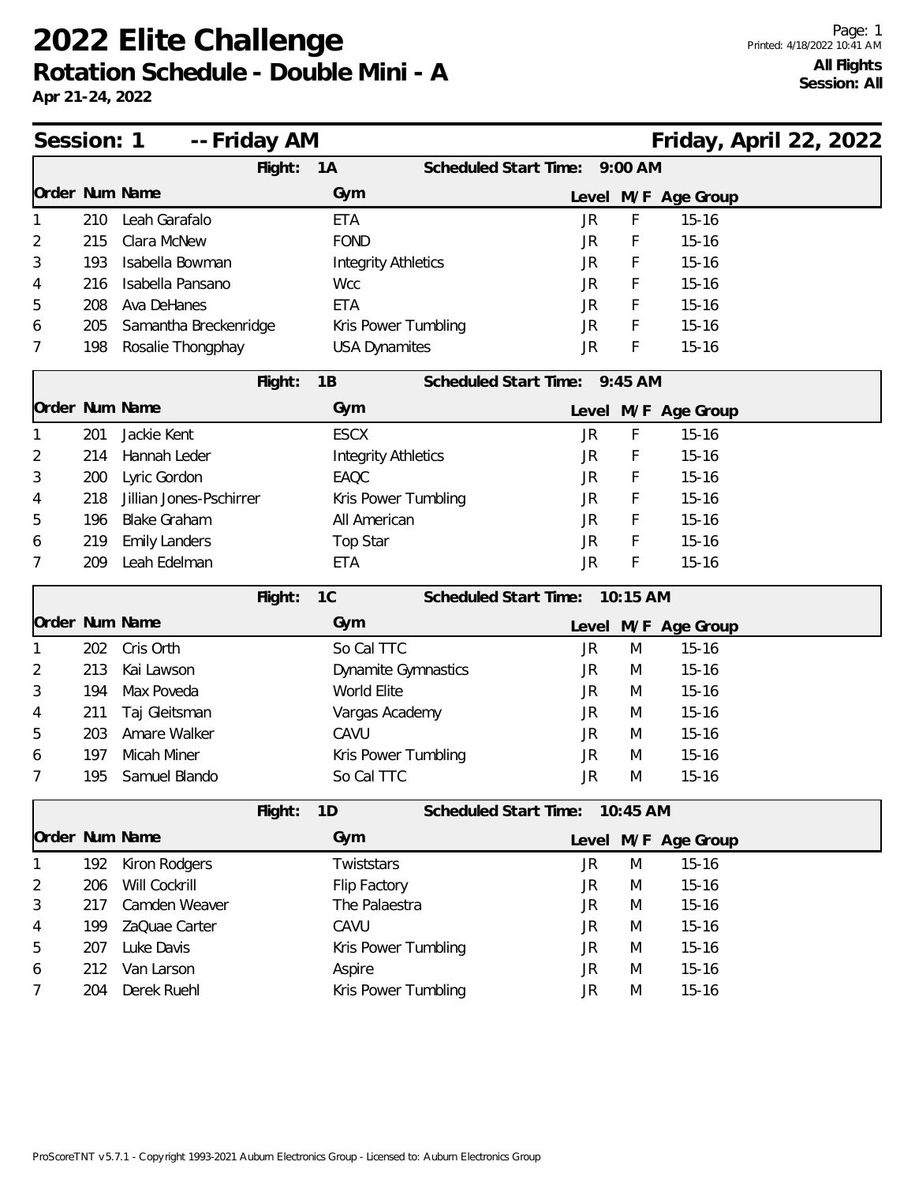# 2022 Elite Challenge

## Rotation Schedule - Double Mini - A

**Apr 21-24, 2022**

Printed: 4/18/2022 10:41 AM

**All Flights**
**Session: All**

## Session: 1 -- Friday AM — Friday, April 22, 2022

**Flight: 1A — Scheduled Start Time: 9:00 AM**

| Order | Num | Name | Gym | Level | M/F | Age Group |
|---|---|---|---|---|---|---|
| 1 | 210 | Leah Garafalo | ETA | JR | F | 15-16 |
| 2 | 215 | Clara McNew | FOND | JR | F | 15-16 |
| 3 | 193 | Isabella Bowman | Integrity Athletics | JR | F | 15-16 |
| 4 | 216 | Isabella Pansano | Wcc | JR | F | 15-16 |
| 5 | 208 | Ava DeHanes | ETA | JR | F | 15-16 |
| 6 | 205 | Samantha Breckenridge | Kris Power Tumbling | JR | F | 15-16 |
| 7 | 198 | Rosalie Thongphay | USA Dynamites | JR | F | 15-16 |

**Flight: 1B — Scheduled Start Time: 9:45 AM**

| Order | Num | Name | Gym | Level | M/F | Age Group |
|---|---|---|---|---|---|---|
| 1 | 201 | Jackie Kent | ESCX | JR | F | 15-16 |
| 2 | 214 | Hannah Leder | Integrity Athletics | JR | F | 15-16 |
| 3 | 200 | Lyric Gordon | EAQC | JR | F | 15-16 |
| 4 | 218 | Jillian Jones-Pschirrer | Kris Power Tumbling | JR | F | 15-16 |
| 5 | 196 | Blake Graham | All American | JR | F | 15-16 |
| 6 | 219 | Emily Landers | Top Star | JR | F | 15-16 |
| 7 | 209 | Leah Edelman | ETA | JR | F | 15-16 |

**Flight: 1C — Scheduled Start Time: 10:15 AM**

| Order | Num | Name | Gym | Level | M/F | Age Group |
|---|---|---|---|---|---|---|
| 1 | 202 | Cris Orth | So Cal TTC | JR | M | 15-16 |
| 2 | 213 | Kai Lawson | Dynamite Gymnastics | JR | M | 15-16 |
| 3 | 194 | Max Poveda | World Elite | JR | M | 15-16 |
| 4 | 211 | Taj Gleitsman | Vargas Academy | JR | M | 15-16 |
| 5 | 203 | Amare Walker | CAVU | JR | M | 15-16 |
| 6 | 197 | Micah Miner | Kris Power Tumbling | JR | M | 15-16 |
| 7 | 195 | Samuel Blando | So Cal TTC | JR | M | 15-16 |

**Flight: 1D — Scheduled Start Time: 10:45 AM**

| Order | Num | Name | Gym | Level | M/F | Age Group |
|---|---|---|---|---|---|---|
| 1 | 192 | Kiron Rodgers | Twiststars | JR | M | 15-16 |
| 2 | 206 | Will Cockrill | Flip Factory | JR | M | 15-16 |
| 3 | 217 | Camden Weaver | The Palaestra | JR | M | 15-16 |
| 4 | 199 | ZaQuae Carter | CAVU | JR | M | 15-16 |
| 5 | 207 | Luke Davis | Kris Power Tumbling | JR | M | 15-16 |
| 6 | 212 | Van Larson | Aspire | JR | M | 15-16 |
| 7 | 204 | Derek Ruehl | Kris Power Tumbling | JR | M | 15-16 |

ProScoreTNT v5.7.1 - Copyright 1993-2021 Auburn Electronics Group - Licensed to: Auburn Electronics Group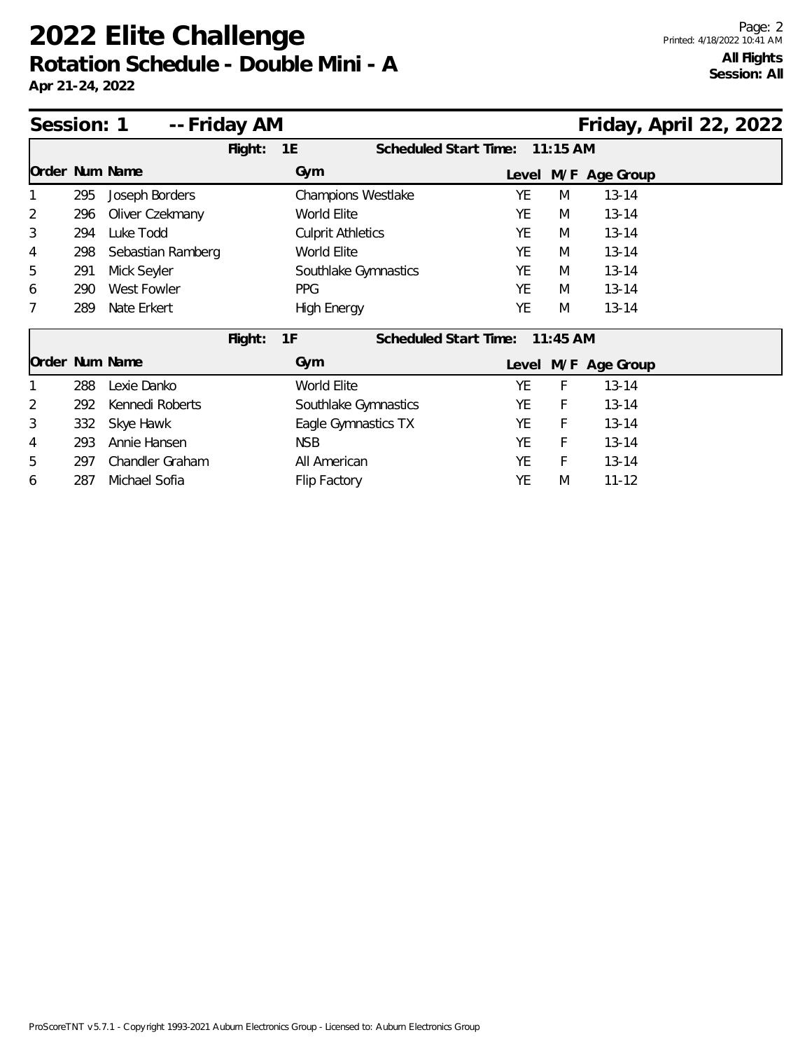# 2022 Elite Challenge

## Rotation Schedule - Double Mini - A

**Apr 21-24, 2022**

**All Flights**
**Session: All**

### Session: 1 -- Friday AM — Friday, April 22, 2022

**Flight: 1E — Scheduled Start Time: 11:15 AM**

| Order | Num | Name | Gym | Level | M/F | Age Group |
|---|---|---|---|---|---|---|
| 1 | 295 | Joseph Borders | Champions Westlake | YE | M | 13-14 |
| 2 | 296 | Oliver Czekmany | World Elite | YE | M | 13-14 |
| 3 | 294 | Luke Todd | Culprit Athletics | YE | M | 13-14 |
| 4 | 298 | Sebastian Ramberg | World Elite | YE | M | 13-14 |
| 5 | 291 | Mick Seyler | Southlake Gymnastics | YE | M | 13-14 |
| 6 | 290 | West Fowler | PPG | YE | M | 13-14 |
| 7 | 289 | Nate Erkert | High Energy | YE | M | 13-14 |

**Flight: 1F — Scheduled Start Time: 11:45 AM**

| Order | Num | Name | Gym | Level | M/F | Age Group |
|---|---|---|---|---|---|---|
| 1 | 288 | Lexie Danko | World Elite | YE | F | 13-14 |
| 2 | 292 | Kennedi Roberts | Southlake Gymnastics | YE | F | 13-14 |
| 3 | 332 | Skye Hawk | Eagle Gymnastics TX | YE | F | 13-14 |
| 4 | 293 | Annie Hansen | NSB | YE | F | 13-14 |
| 5 | 297 | Chandler Graham | All American | YE | F | 13-14 |
| 6 | 287 | Michael Sofia | Flip Factory | YE | M | 11-12 |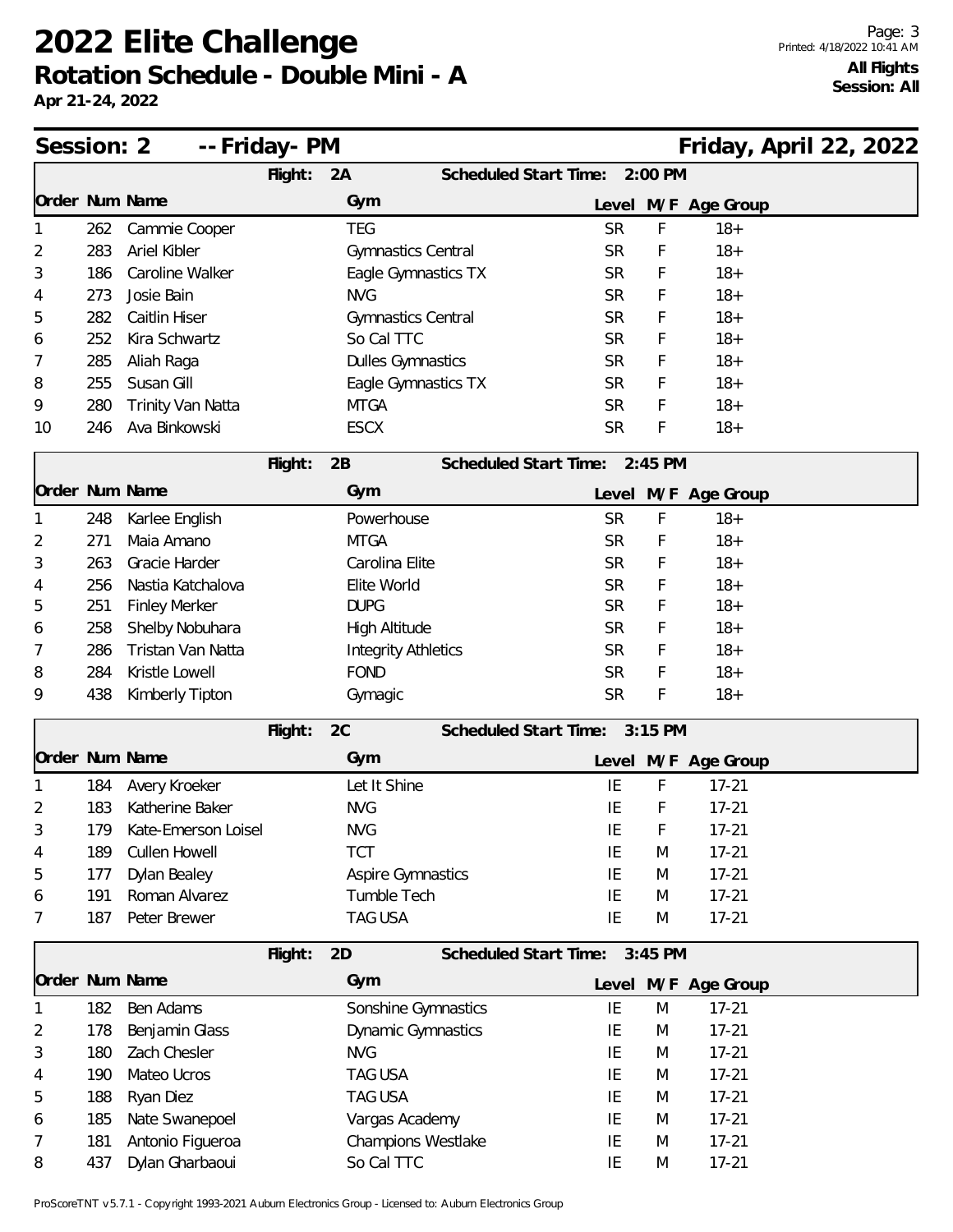# 2022 Elite Challenge

## Rotation Schedule - Double Mini - A

**Apr 21-24, 2022**

**All Flights**
**Session: All**

## Session: 2 -- Friday- PM — Friday, April 22, 2022

### Flight: 2A — Scheduled Start Time: 2:00 PM

| Order | Num | Name | Gym | Level | M/F | Age Group |
|---|---|---|---|---|---|---|
| 1 | 262 | Cammie Cooper | TEG | SR | F | 18+ |
| 2 | 283 | Ariel Kibler | Gymnastics Central | SR | F | 18+ |
| 3 | 186 | Caroline Walker | Eagle Gymnastics TX | SR | F | 18+ |
| 4 | 273 | Josie Bain | NVG | SR | F | 18+ |
| 5 | 282 | Caitlin Hiser | Gymnastics Central | SR | F | 18+ |
| 6 | 252 | Kira Schwartz | So Cal TTC | SR | F | 18+ |
| 7 | 285 | Aliah Raga | Dulles Gymnastics | SR | F | 18+ |
| 8 | 255 | Susan Gill | Eagle Gymnastics TX | SR | F | 18+ |
| 9 | 280 | Trinity Van Natta | MTGA | SR | F | 18+ |
| 10 | 246 | Ava Binkowski | ESCX | SR | F | 18+ |

### Flight: 2B — Scheduled Start Time: 2:45 PM

| Order | Num | Name | Gym | Level | M/F | Age Group |
|---|---|---|---|---|---|---|
| 1 | 248 | Karlee English | Powerhouse | SR | F | 18+ |
| 2 | 271 | Maia Amano | MTGA | SR | F | 18+ |
| 3 | 263 | Gracie Harder | Carolina Elite | SR | F | 18+ |
| 4 | 256 | Nastia Katchalova | Elite World | SR | F | 18+ |
| 5 | 251 | Finley Merker | DUPG | SR | F | 18+ |
| 6 | 258 | Shelby Nobuhara | High Altitude | SR | F | 18+ |
| 7 | 286 | Tristan Van Natta | Integrity Athletics | SR | F | 18+ |
| 8 | 284 | Kristle Lowell | FOND | SR | F | 18+ |
| 9 | 438 | Kimberly Tipton | Gymagic | SR | F | 18+ |

### Flight: 2C — Scheduled Start Time: 3:15 PM

| Order | Num | Name | Gym | Level | M/F | Age Group |
|---|---|---|---|---|---|---|
| 1 | 184 | Avery Kroeker | Let It Shine | IE | F | 17-21 |
| 2 | 183 | Katherine Baker | NVG | IE | F | 17-21 |
| 3 | 179 | Kate-Emerson Loisel | NVG | IE | F | 17-21 |
| 4 | 189 | Cullen Howell | TCT | IE | M | 17-21 |
| 5 | 177 | Dylan Bealey | Aspire Gymnastics | IE | M | 17-21 |
| 6 | 191 | Roman Alvarez | Tumble Tech | IE | M | 17-21 |
| 7 | 187 | Peter Brewer | TAG USA | IE | M | 17-21 |

### Flight: 2D — Scheduled Start Time: 3:45 PM

| Order | Num | Name | Gym | Level | M/F | Age Group |
|---|---|---|---|---|---|---|
| 1 | 182 | Ben Adams | Sonshine Gymnastics | IE | M | 17-21 |
| 2 | 178 | Benjamin Glass | Dynamic Gymnastics | IE | M | 17-21 |
| 3 | 180 | Zach Chesler | NVG | IE | M | 17-21 |
| 4 | 190 | Mateo Ucros | TAG USA | IE | M | 17-21 |
| 5 | 188 | Ryan Diez | TAG USA | IE | M | 17-21 |
| 6 | 185 | Nate Swanepoel | Vargas Academy | IE | M | 17-21 |
| 7 | 181 | Antonio Figueroa | Champions Westlake | IE | M | 17-21 |
| 8 | 437 | Dylan Gharbaoui | So Cal TTC | IE | M | 17-21 |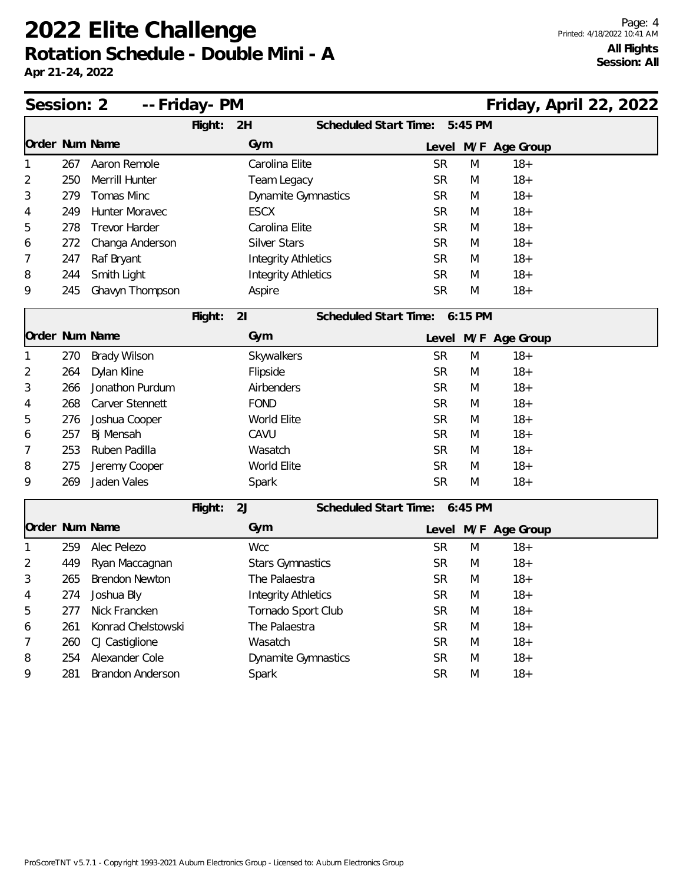# 2022 Elite Challenge

## Rotation Schedule - Double Mini - A

**Apr 21-24, 2022**

**All Flights**
**Session: All**

## Session: 2 -- Friday- PM — Friday, April 22, 2022

### Flight: 2H — Scheduled Start Time: 5:45 PM

| Order | Num | Name | Gym | Level | M/F | Age Group |
|---|---|---|---|---|---|---|
| 1 | 267 | Aaron Remole | Carolina Elite | SR | M | 18+ |
| 2 | 250 | Merrill Hunter | Team Legacy | SR | M | 18+ |
| 3 | 279 | Tomas Minc | Dynamite Gymnastics | SR | M | 18+ |
| 4 | 249 | Hunter Moravec | ESCX | SR | M | 18+ |
| 5 | 278 | Trevor Harder | Carolina Elite | SR | M | 18+ |
| 6 | 272 | Changa Anderson | Silver Stars | SR | M | 18+ |
| 7 | 247 | Raf Bryant | Integrity Athletics | SR | M | 18+ |
| 8 | 244 | Smith Light | Integrity Athletics | SR | M | 18+ |
| 9 | 245 | Ghavyn Thompson | Aspire | SR | M | 18+ |

### Flight: 2I — Scheduled Start Time: 6:15 PM

| Order | Num | Name | Gym | Level | M/F | Age Group |
|---|---|---|---|---|---|---|
| 1 | 270 | Brady Wilson | Skywalkers | SR | M | 18+ |
| 2 | 264 | Dylan Kline | Flipside | SR | M | 18+ |
| 3 | 266 | Jonathon Purdum | Airbenders | SR | M | 18+ |
| 4 | 268 | Carver Stennett | FOND | SR | M | 18+ |
| 5 | 276 | Joshua Cooper | World Elite | SR | M | 18+ |
| 6 | 257 | Bj Mensah | CAVU | SR | M | 18+ |
| 7 | 253 | Ruben Padilla | Wasatch | SR | M | 18+ |
| 8 | 275 | Jeremy Cooper | World Elite | SR | M | 18+ |
| 9 | 269 | Jaden Vales | Spark | SR | M | 18+ |

### Flight: 2J — Scheduled Start Time: 6:45 PM

| Order | Num | Name | Gym | Level | M/F | Age Group |
|---|---|---|---|---|---|---|
| 1 | 259 | Alec Pelezo | Wcc | SR | M | 18+ |
| 2 | 449 | Ryan Maccagnan | Stars Gymnastics | SR | M | 18+ |
| 3 | 265 | Brendon Newton | The Palaestra | SR | M | 18+ |
| 4 | 274 | Joshua Bly | Integrity Athletics | SR | M | 18+ |
| 5 | 277 | Nick Francken | Tornado Sport Club | SR | M | 18+ |
| 6 | 261 | Konrad Chelstowski | The Palaestra | SR | M | 18+ |
| 7 | 260 | CJ Castiglione | Wasatch | SR | M | 18+ |
| 8 | 254 | Alexander Cole | Dynamite Gymnastics | SR | M | 18+ |
| 9 | 281 | Brandon Anderson | Spark | SR | M | 18+ |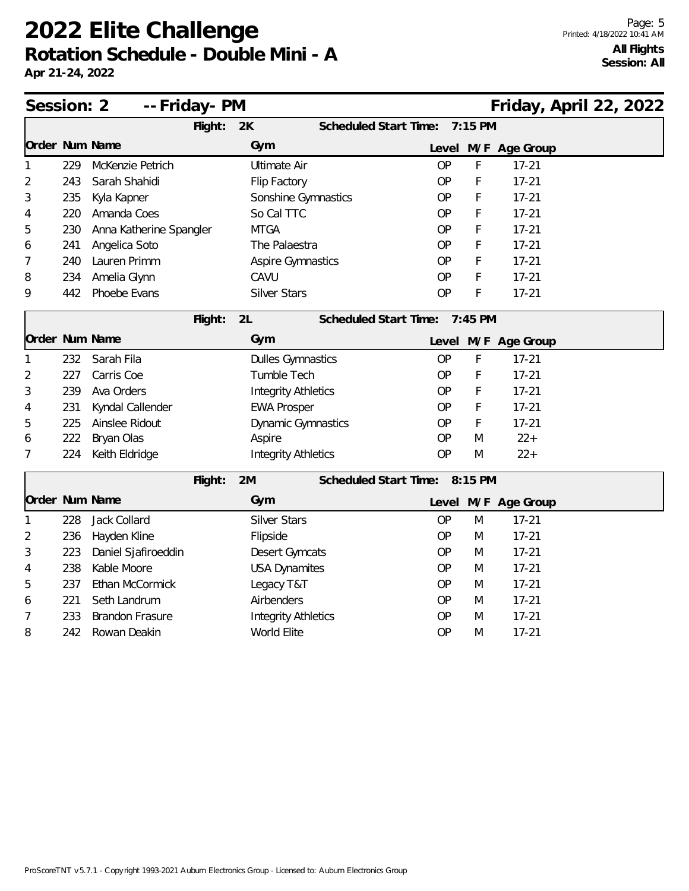# 2022 Elite Challenge

## Rotation Schedule - Double Mini - A

**Apr 21-24, 2022**

**All Flights**
**Session: All**

### Session: 2 -- Friday- PM — Friday, April 22, 2022

**Flight: 2K — Scheduled Start Time: 7:15 PM**

| Order | Num | Name | Gym | Level | M/F | Age Group |
|---|---|---|---|---|---|---|
| 1 | 229 | McKenzie Petrich | Ultimate Air | OP | F | 17-21 |
| 2 | 243 | Sarah Shahidi | Flip Factory | OP | F | 17-21 |
| 3 | 235 | Kyla Kapner | Sonshine Gymnastics | OP | F | 17-21 |
| 4 | 220 | Amanda Coes | So Cal TTC | OP | F | 17-21 |
| 5 | 230 | Anna Katherine Spangler | MTGA | OP | F | 17-21 |
| 6 | 241 | Angelica Soto | The Palaestra | OP | F | 17-21 |
| 7 | 240 | Lauren Primm | Aspire Gymnastics | OP | F | 17-21 |
| 8 | 234 | Amelia Glynn | CAVU | OP | F | 17-21 |
| 9 | 442 | Phoebe Evans | Silver Stars | OP | F | 17-21 |

**Flight: 2L — Scheduled Start Time: 7:45 PM**

| Order | Num | Name | Gym | Level | M/F | Age Group |
|---|---|---|---|---|---|---|
| 1 | 232 | Sarah Fila | Dulles Gymnastics | OP | F | 17-21 |
| 2 | 227 | Carris Coe | Tumble Tech | OP | F | 17-21 |
| 3 | 239 | Ava Orders | Integrity Athletics | OP | F | 17-21 |
| 4 | 231 | Kyndal Callender | EWA Prosper | OP | F | 17-21 |
| 5 | 225 | Ainslee Ridout | Dynamic Gymnastics | OP | F | 17-21 |
| 6 | 222 | Bryan Olas | Aspire | OP | M | 22+ |
| 7 | 224 | Keith Eldridge | Integrity Athletics | OP | M | 22+ |

**Flight: 2M — Scheduled Start Time: 8:15 PM**

| Order | Num | Name | Gym | Level | M/F | Age Group |
|---|---|---|---|---|---|---|
| 1 | 228 | Jack Collard | Silver Stars | OP | M | 17-21 |
| 2 | 236 | Hayden Kline | Flipside | OP | M | 17-21 |
| 3 | 223 | Daniel Sjafiroeddin | Desert Gymcats | OP | M | 17-21 |
| 4 | 238 | Kable Moore | USA Dynamites | OP | M | 17-21 |
| 5 | 237 | Ethan McCormick | Legacy T&T | OP | M | 17-21 |
| 6 | 221 | Seth Landrum | Airbenders | OP | M | 17-21 |
| 7 | 233 | Brandon Frasure | Integrity Athletics | OP | M | 17-21 |
| 8 | 242 | Rowan Deakin | World Elite | OP | M | 17-21 |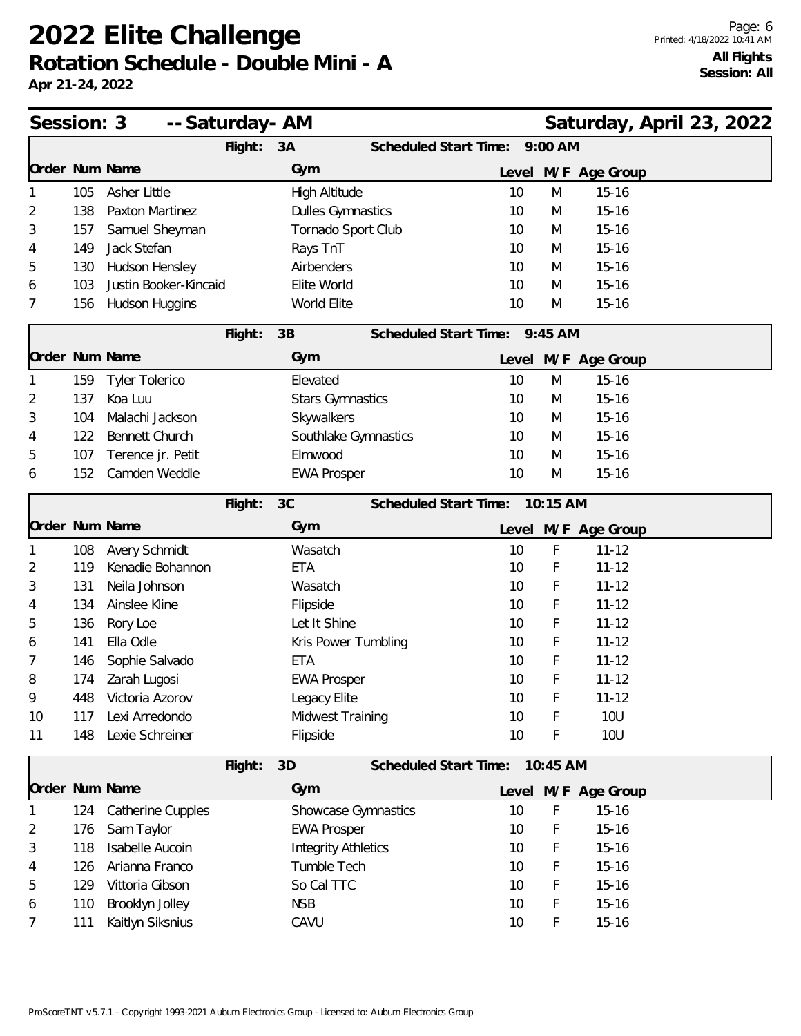# 2022 Elite Challenge

## Rotation Schedule - Double Mini - A

**Apr 21-24, 2022**

**All Flights**
**Session: All**

## Session: 3 -- Saturday- AM — Saturday, April 23, 2022

### Flight: 3A — Scheduled Start Time: 9:00 AM

| Order | Num | Name | Gym | Level | M/F | Age Group |
|---|---|---|---|---|---|---|
| 1 | 105 | Asher Little | High Altitude | 10 | M | 15-16 |
| 2 | 138 | Paxton Martinez | Dulles Gymnastics | 10 | M | 15-16 |
| 3 | 157 | Samuel Sheyman | Tornado Sport Club | 10 | M | 15-16 |
| 4 | 149 | Jack Stefan | Rays TnT | 10 | M | 15-16 |
| 5 | 130 | Hudson Hensley | Airbenders | 10 | M | 15-16 |
| 6 | 103 | Justin Booker-Kincaid | Elite World | 10 | M | 15-16 |
| 7 | 156 | Hudson Huggins | World Elite | 10 | M | 15-16 |

### Flight: 3B — Scheduled Start Time: 9:45 AM

| Order | Num | Name | Gym | Level | M/F | Age Group |
|---|---|---|---|---|---|---|
| 1 | 159 | Tyler Tolerico | Elevated | 10 | M | 15-16 |
| 2 | 137 | Koa Luu | Stars Gymnastics | 10 | M | 15-16 |
| 3 | 104 | Malachi Jackson | Skywalkers | 10 | M | 15-16 |
| 4 | 122 | Bennett Church | Southlake Gymnastics | 10 | M | 15-16 |
| 5 | 107 | Terence jr. Petit | Elmwood | 10 | M | 15-16 |
| 6 | 152 | Camden Weddle | EWA Prosper | 10 | M | 15-16 |

### Flight: 3C — Scheduled Start Time: 10:15 AM

| Order | Num | Name | Gym | Level | M/F | Age Group |
|---|---|---|---|---|---|---|
| 1 | 108 | Avery Schmidt | Wasatch | 10 | F | 11-12 |
| 2 | 119 | Kenadie Bohannon | ETA | 10 | F | 11-12 |
| 3 | 131 | Neila Johnson | Wasatch | 10 | F | 11-12 |
| 4 | 134 | Ainslee Kline | Flipside | 10 | F | 11-12 |
| 5 | 136 | Rory Loe | Let It Shine | 10 | F | 11-12 |
| 6 | 141 | Ella Odle | Kris Power Tumbling | 10 | F | 11-12 |
| 7 | 146 | Sophie Salvado | ETA | 10 | F | 11-12 |
| 8 | 174 | Zarah Lugosi | EWA Prosper | 10 | F | 11-12 |
| 9 | 448 | Victoria Azorov | Legacy Elite | 10 | F | 11-12 |
| 10 | 117 | Lexi Arredondo | Midwest Training | 10 | F | 10U |
| 11 | 148 | Lexie Schreiner | Flipside | 10 | F | 10U |

### Flight: 3D — Scheduled Start Time: 10:45 AM

| Order | Num | Name | Gym | Level | M/F | Age Group |
|---|---|---|---|---|---|---|
| 1 | 124 | Catherine Cupples | Showcase Gymnastics | 10 | F | 15-16 |
| 2 | 176 | Sam Taylor | EWA Prosper | 10 | F | 15-16 |
| 3 | 118 | Isabelle Aucoin | Integrity Athletics | 10 | F | 15-16 |
| 4 | 126 | Arianna Franco | Tumble Tech | 10 | F | 15-16 |
| 5 | 129 | Vittoria Gibson | So Cal TTC | 10 | F | 15-16 |
| 6 | 110 | Brooklyn Jolley | NSB | 10 | F | 15-16 |
| 7 | 111 | Kaitlyn Siksnius | CAVU | 10 | F | 15-16 |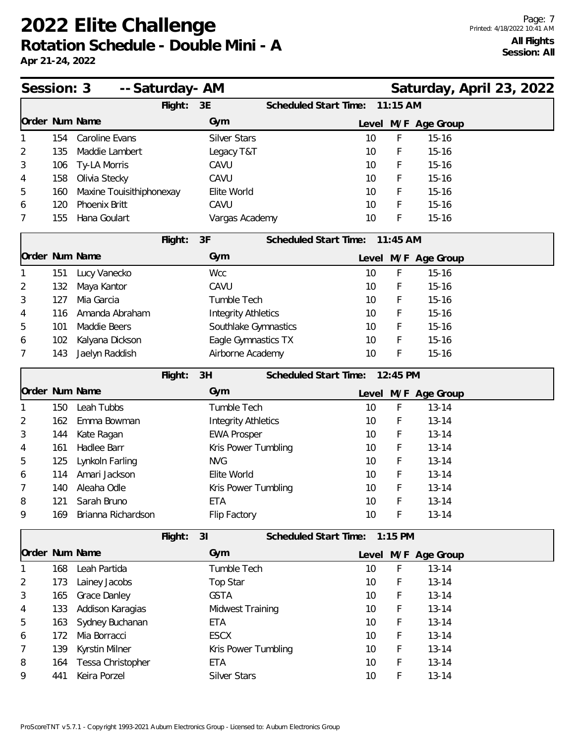// 2022 Elite Challenge
## Rotation Schedule - Double Mini - A
**Apr 21-24, 2022**

**All Flights**
**Session: All**

### Session: 3 -- Saturday- AM — Saturday, April 23, 2022

**Flight: 3E** — Scheduled Start Time: 11:15 AM

| Order | Num | Name | Gym | Level | M/F | Age Group |
|---|---|---|---|---|---|---|
| 1 | 154 | Caroline Evans | Silver Stars | 10 | F | 15-16 |
| 2 | 135 | Maddie Lambert | Legacy T&T | 10 | F | 15-16 |
| 3 | 106 | Ty-LA Morris | CAVU | 10 | F | 15-16 |
| 4 | 158 | Olivia Stecky | CAVU | 10 | F | 15-16 |
| 5 | 160 | Maxine Touisithiphonexay | Elite World | 10 | F | 15-16 |
| 6 | 120 | Phoenix Britt | CAVU | 10 | F | 15-16 |
| 7 | 155 | Hana Goulart | Vargas Academy | 10 | F | 15-16 |

**Flight: 3F** — Scheduled Start Time: 11:45 AM

| Order | Num | Name | Gym | Level | M/F | Age Group |
|---|---|---|---|---|---|---|
| 1 | 151 | Lucy Vanecko | Wcc | 10 | F | 15-16 |
| 2 | 132 | Maya Kantor | CAVU | 10 | F | 15-16 |
| 3 | 127 | Mia Garcia | Tumble Tech | 10 | F | 15-16 |
| 4 | 116 | Amanda Abraham | Integrity Athletics | 10 | F | 15-16 |
| 5 | 101 | Maddie Beers | Southlake Gymnastics | 10 | F | 15-16 |
| 6 | 102 | Kalyana Dickson | Eagle Gymnastics TX | 10 | F | 15-16 |
| 7 | 143 | Jaelyn Raddish | Airborne Academy | 10 | F | 15-16 |

**Flight: 3H** — Scheduled Start Time: 12:45 PM

| Order | Num | Name | Gym | Level | M/F | Age Group |
|---|---|---|---|---|---|---|
| 1 | 150 | Leah Tubbs | Tumble Tech | 10 | F | 13-14 |
| 2 | 162 | Emma Bowman | Integrity Athletics | 10 | F | 13-14 |
| 3 | 144 | Kate Ragan | EWA Prosper | 10 | F | 13-14 |
| 4 | 161 | Hadlee Barr | Kris Power Tumbling | 10 | F | 13-14 |
| 5 | 125 | Lynkoln Farling | NVG | 10 | F | 13-14 |
| 6 | 114 | Amari Jackson | Elite World | 10 | F | 13-14 |
| 7 | 140 | Aleaha Odle | Kris Power Tumbling | 10 | F | 13-14 |
| 8 | 121 | Sarah Bruno | ETA | 10 | F | 13-14 |
| 9 | 169 | Brianna Richardson | Flip Factory | 10 | F | 13-14 |

**Flight: 3I** — Scheduled Start Time: 1:15 PM

| Order | Num | Name | Gym | Level | M/F | Age Group |
|---|---|---|---|---|---|---|
| 1 | 168 | Leah Partida | Tumble Tech | 10 | F | 13-14 |
| 2 | 173 | Lainey Jacobs | Top Star | 10 | F | 13-14 |
| 3 | 165 | Grace Danley | GSTA | 10 | F | 13-14 |
| 4 | 133 | Addison Karagias | Midwest Training | 10 | F | 13-14 |
| 5 | 163 | Sydney Buchanan | ETA | 10 | F | 13-14 |
| 6 | 172 | Mia Borracci | ESCX | 10 | F | 13-14 |
| 7 | 139 | Kyrstin Milner | Kris Power Tumbling | 10 | F | 13-14 |
| 8 | 164 | Tessa Christopher | ETA | 10 | F | 13-14 |
| 9 | 441 | Keira Porzel | Silver Stars | 10 | F | 13-14 |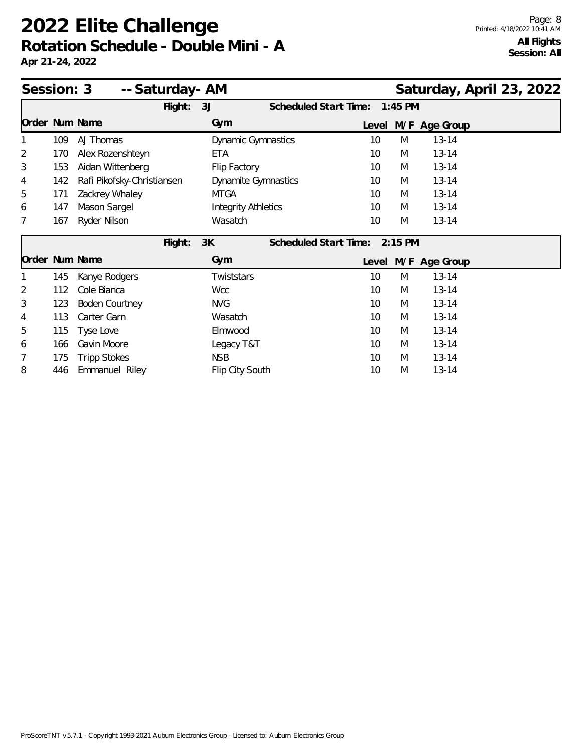# 2022 Elite Challenge

## Rotation Schedule - Double Mini - A

**Apr 21-24, 2022**

**All Flights**
**Session: All**

## Session: 3 -- Saturday- AM — Saturday, April 23, 2022

**Flight: 3J** — **Scheduled Start Time: 1:45 PM**

| Order | Num | Name | Gym | Level | M/F | Age Group |
|---|---|---|---|---|---|---|
| 1 | 109 | AJ Thomas | Dynamic Gymnastics | 10 | M | 13-14 |
| 2 | 170 | Alex Rozenshteyn | ETA | 10 | M | 13-14 |
| 3 | 153 | Aidan Wittenberg | Flip Factory | 10 | M | 13-14 |
| 4 | 142 | Rafi Pikofsky-Christiansen | Dynamite Gymnastics | 10 | M | 13-14 |
| 5 | 171 | Zackrey Whaley | MTGA | 10 | M | 13-14 |
| 6 | 147 | Mason Sargel | Integrity Athletics | 10 | M | 13-14 |
| 7 | 167 | Ryder Nilson | Wasatch | 10 | M | 13-14 |

**Flight: 3K** — **Scheduled Start Time: 2:15 PM**

| Order | Num | Name | Gym | Level | M/F | Age Group |
|---|---|---|---|---|---|---|
| 1 | 145 | Kanye Rodgers | Twiststars | 10 | M | 13-14 |
| 2 | 112 | Cole Bianca | Wcc | 10 | M | 13-14 |
| 3 | 123 | Boden Courtney | NVG | 10 | M | 13-14 |
| 4 | 113 | Carter Garn | Wasatch | 10 | M | 13-14 |
| 5 | 115 | Tyse Love | Elmwood | 10 | M | 13-14 |
| 6 | 166 | Gavin Moore | Legacy T&T | 10 | M | 13-14 |
| 7 | 175 | Tripp Stokes | NSB | 10 | M | 13-14 |
| 8 | 446 | Emmanuel Riley | Flip City South | 10 | M | 13-14 |